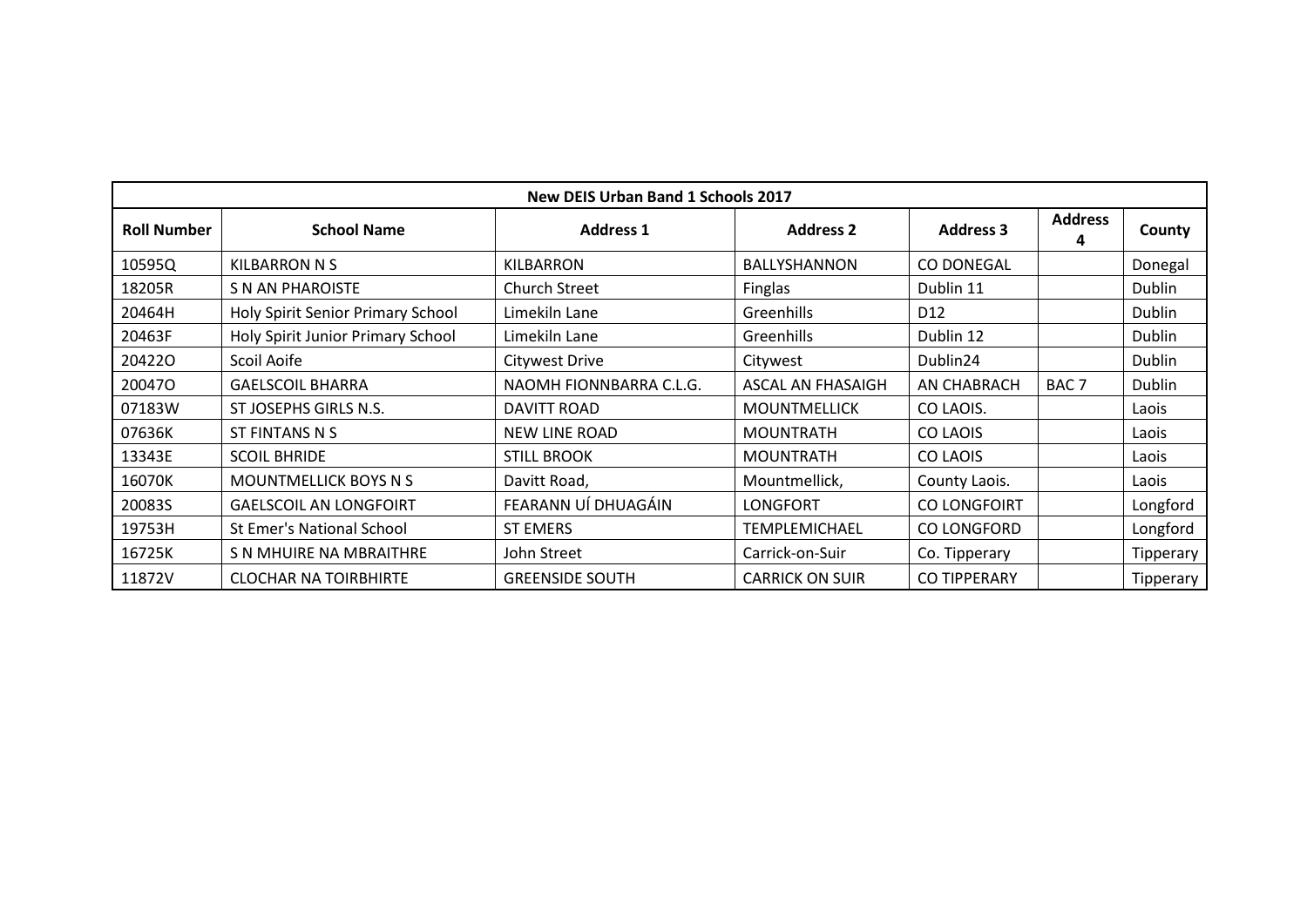| New DEIS Urban Band 1 Schools 2017 | | | | | | |
|---|---|---|---|---|---|---|
| **Roll Number** | **School Name** | **Address 1** | **Address 2** | **Address 3** | **Address 4** | **County** |
| 10595Q | KILBARRON N S | KILBARRON | BALLYSHANNON | CO DONEGAL | | Donegal |
| 18205R | S N AN PHAROISTE | Church Street | Finglas | Dublin 11 | | Dublin |
| 20464H | Holy Spirit Senior Primary School | Limekiln Lane | Greenhills | D12 | | Dublin |
| 20463F | Holy Spirit Junior Primary School | Limekiln Lane | Greenhills | Dublin 12 | | Dublin |
| 20422O | Scoil Aoife | Citywest Drive | Citywest | Dublin24 | | Dublin |
| 20047O | GAELSCOIL BHARRA | NAOMH FIONNBARRA C.L.G. | ASCAL AN FHASAIGH | AN CHABRACH | BAC 7 | Dublin |
| 07183W | ST JOSEPHS GIRLS N.S. | DAVITT ROAD | MOUNTMELLICK | CO LAOIS. | | Laois |
| 07636K | ST FINTANS N S | NEW LINE ROAD | MOUNTRATH | CO LAOIS | | Laois |
| 13343E | SCOIL BHRIDE | STILL BROOK | MOUNTRATH | CO LAOIS | | Laois |
| 16070K | MOUNTMELLICK BOYS N S | Davitt Road, | Mountmellick, | County Laois. | | Laois |
| 20083S | GAELSCOIL AN LONGFOIRT | FEARANN UÍ DHUAGÁIN | LONGFORT | CO LONGFOIRT | | Longford |
| 19753H | St Emer's National School | ST EMERS | TEMPLEMICHAEL | CO LONGFORD | | Longford |
| 16725K | S N MHUIRE NA MBRAITHRE | John Street | Carrick-on-Suir | Co. Tipperary | | Tipperary |
| 11872V | CLOCHAR NA TOIRBHIRTE | GREENSIDE SOUTH | CARRICK ON SUIR | CO TIPPERARY | | Tipperary |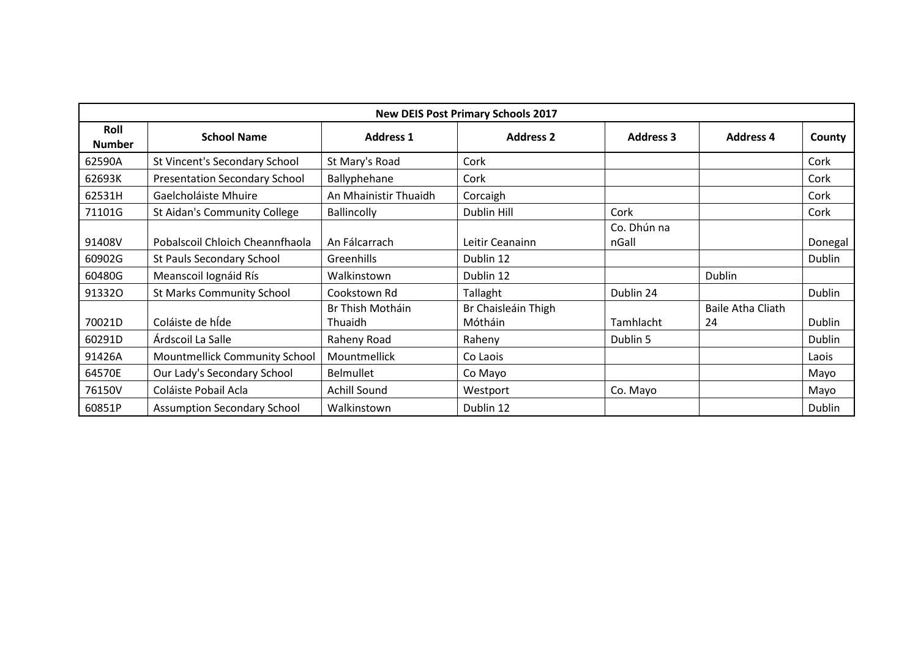| New DEIS Post Primary Schools 2017 | | | | | | |
|---|---|---|---|---|---|---|
| Roll Number | School Name | Address 1 | Address 2 | Address 3 | Address 4 | County |
| 62590A | St Vincent's Secondary School | St Mary's Road | Cork | | | Cork |
| 62693K | Presentation Secondary School | Ballyphehane | Cork | | | Cork |
| 62531H | Gaelcholáiste Mhuire | An Mhainistir Thuaidh | Corcaigh | | | Cork |
| 71101G | St Aidan's Community College | Ballincolly | Dublin Hill | Cork | | Cork |
| 91408V | Pobalscoil Chloich Cheannfhaola | An Fálcarrach | Leitir Ceanainn | Co. Dhún na nGall | | Donegal |
| 60902G | St Pauls Secondary School | Greenhills | Dublin 12 | | | Dublin |
| 60480G | Meanscoil Iognáid Rís | Walkinstown | Dublin 12 | | Dublin | |
| 91332O | St Marks Community School | Cookstown Rd | Tallaght | Dublin 24 | | Dublin |
| 70021D | Coláiste de hÍde | Br Thish Motháin Thuaidh | Br Chaisleáin Thigh Mótháin | Tamhlacht | Baile Atha Cliath 24 | Dublin |
| 60291D | Árdscoil La Salle | Raheny Road | Raheny | Dublin 5 | | Dublin |
| 91426A | Mountmellick Community School | Mountmellick | Co Laois | | | Laois |
| 64570E | Our Lady's Secondary School | Belmullet | Co Mayo | | | Mayo |
| 76150V | Coláiste Pobail Acla | Achill Sound | Westport | Co. Mayo | | Mayo |
| 60851P | Assumption Secondary School | Walkinstown | Dublin 12 | | | Dublin |